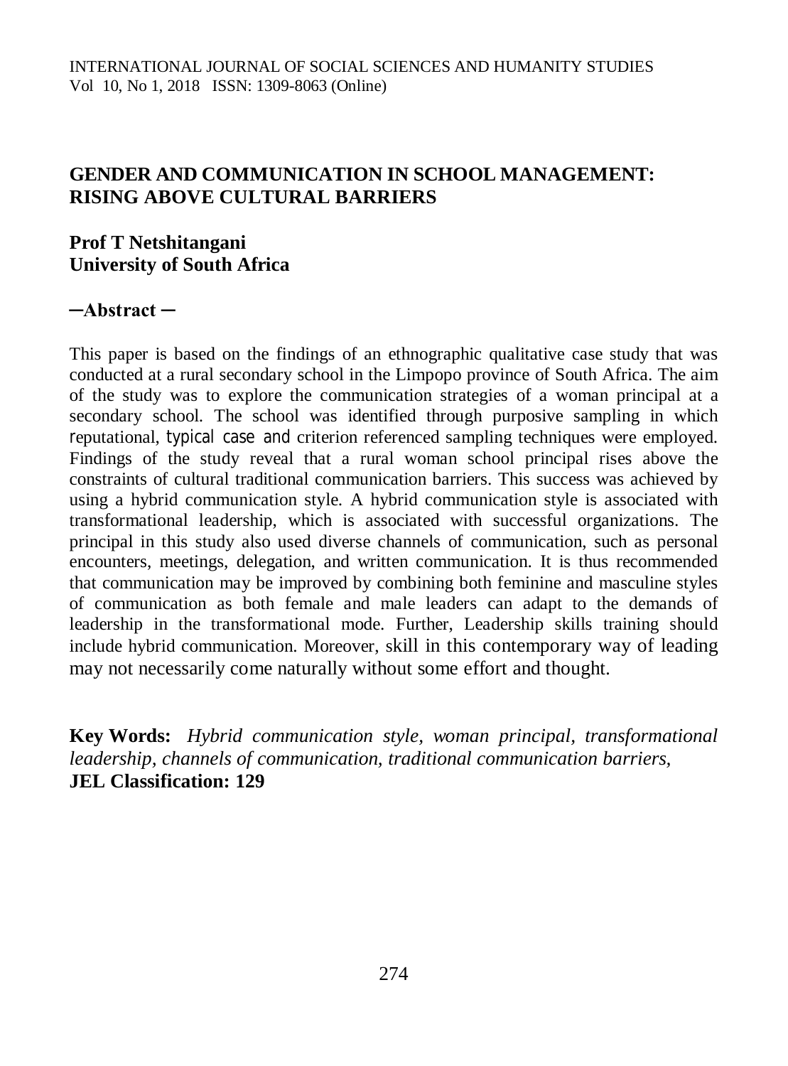# GENDER AND COMMUNICATION IN SCHOOL MANAGEMENT: RISING ABOVE CULTURAL BARRIERS

**Prof T Netshitangani**
**University of South Africa**

## ─Abstract ─

This paper is based on the findings of an ethnographic qualitative case study that was conducted at a rural secondary school in the Limpopo province of South Africa. The aim of the study was to explore the communication strategies of a woman principal at a secondary school. The school was identified through purposive sampling in which reputational, typical case and criterion referenced sampling techniques were employed. Findings of the study reveal that a rural woman school principal rises above the constraints of cultural traditional communication barriers. This success was achieved by using a hybrid communication style. A hybrid communication style is associated with transformational leadership, which is associated with successful organizations. The principal in this study also used diverse channels of communication, such as personal encounters, meetings, delegation, and written communication. It is thus recommended that communication may be improved by combining both feminine and masculine styles of communication as both female and male leaders can adapt to the demands of leadership in the transformational mode. Further, Leadership skills training should include hybrid communication. Moreover, skill in this contemporary way of leading may not necessarily come naturally without some effort and thought.

**Key Words:** *Hybrid communication style, woman principal, transformational leadership, channels of communication, traditional communication barriers,*
**JEL Classification: 129**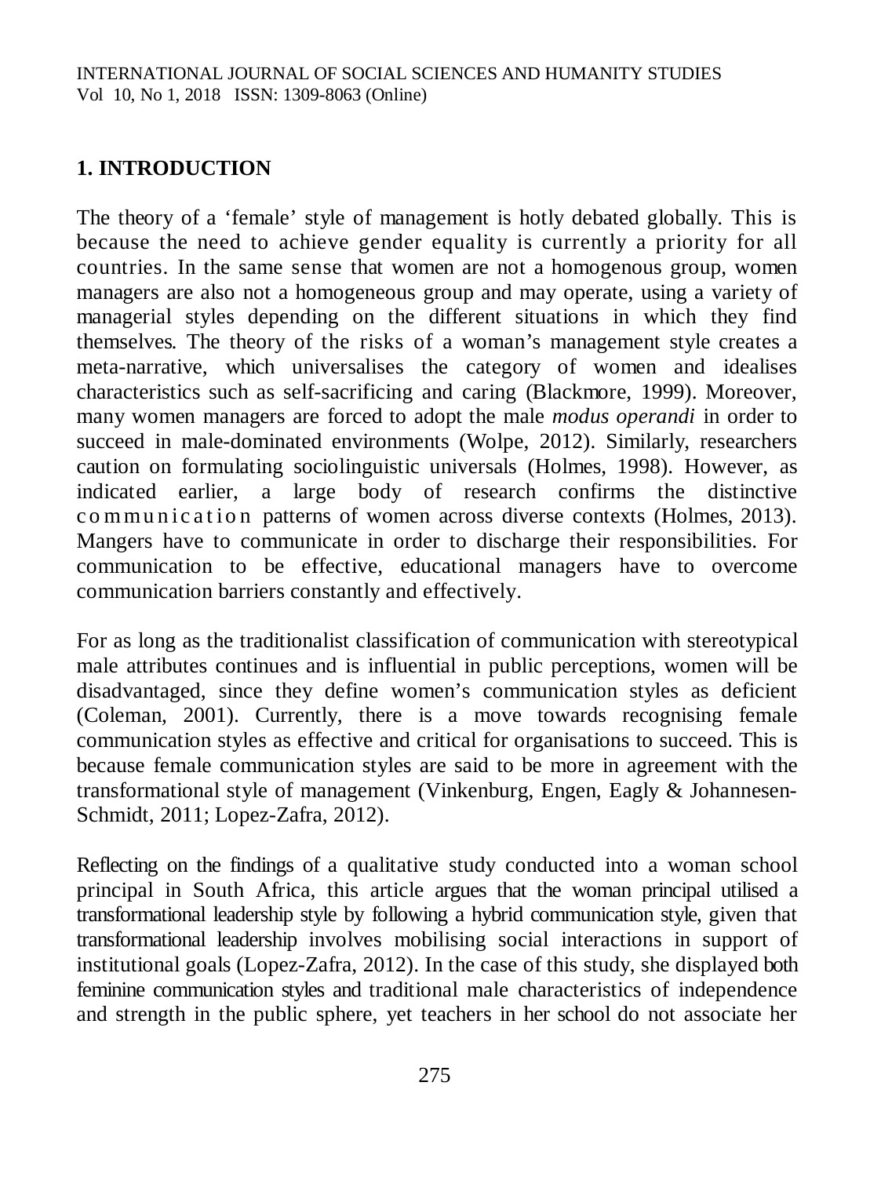## 1. INTRODUCTION

The theory of a 'female' style of management is hotly debated globally. This is because the need to achieve gender equality is currently a priority for all countries. In the same sense that women are not a homogenous group, women managers are also not a homogeneous group and may operate, using a variety of managerial styles depending on the different situations in which they find themselves. The theory of the risks of a woman's management style creates a meta-narrative, which universalises the category of women and idealises characteristics such as self-sacrificing and caring (Blackmore, 1999). Moreover, many women managers are forced to adopt the male *modus operandi* in order to succeed in male-dominated environments (Wolpe, 2012). Similarly, researchers caution on formulating sociolinguistic universals (Holmes, 1998). However, as indicated earlier, a large body of research confirms the distinctive communication patterns of women across diverse contexts (Holmes, 2013). Mangers have to communicate in order to discharge their responsibilities. For communication to be effective, educational managers have to overcome communication barriers constantly and effectively.

For as long as the traditionalist classification of communication with stereotypical male attributes continues and is influential in public perceptions, women will be disadvantaged, since they define women's communication styles as deficient (Coleman, 2001). Currently, there is a move towards recognising female communication styles as effective and critical for organisations to succeed. This is because female communication styles are said to be more in agreement with the transformational style of management (Vinkenburg, Engen, Eagly & Johannesen-Schmidt, 2011; Lopez-Zafra, 2012).

Reflecting on the findings of a qualitative study conducted into a woman school principal in South Africa, this article argues that the woman principal utilised a transformational leadership style by following a hybrid communication style, given that transformational leadership involves mobilising social interactions in support of institutional goals (Lopez-Zafra, 2012). In the case of this study, she displayed both feminine communication styles and traditional male characteristics of independence and strength in the public sphere, yet teachers in her school do not associate her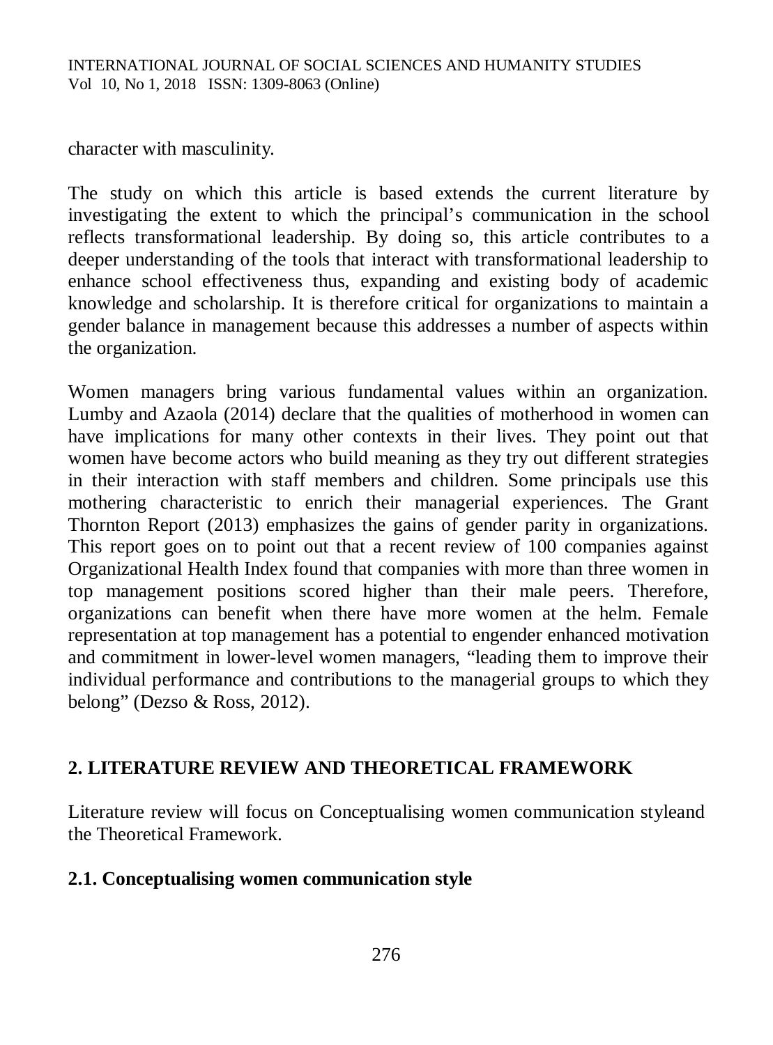character with masculinity.

The study on which this article is based extends the current literature by investigating the extent to which the principal's communication in the school reflects transformational leadership. By doing so, this article contributes to a deeper understanding of the tools that interact with transformational leadership to enhance school effectiveness thus, expanding and existing body of academic knowledge and scholarship. It is therefore critical for organizations to maintain a gender balance in management because this addresses a number of aspects within the organization.

Women managers bring various fundamental values within an organization. Lumby and Azaola (2014) declare that the qualities of motherhood in women can have implications for many other contexts in their lives. They point out that women have become actors who build meaning as they try out different strategies in their interaction with staff members and children. Some principals use this mothering characteristic to enrich their managerial experiences. The Grant Thornton Report (2013) emphasizes the gains of gender parity in organizations. This report goes on to point out that a recent review of 100 companies against Organizational Health Index found that companies with more than three women in top management positions scored higher than their male peers. Therefore, organizations can benefit when there have more women at the helm. Female representation at top management has a potential to engender enhanced motivation and commitment in lower-level women managers, "leading them to improve their individual performance and contributions to the managerial groups to which they belong" (Dezso & Ross, 2012).

## 2. LITERATURE REVIEW AND THEORETICAL FRAMEWORK

Literature review will focus on Conceptualising women communication styleand the Theoretical Framework.

### 2.1. Conceptualising women communication style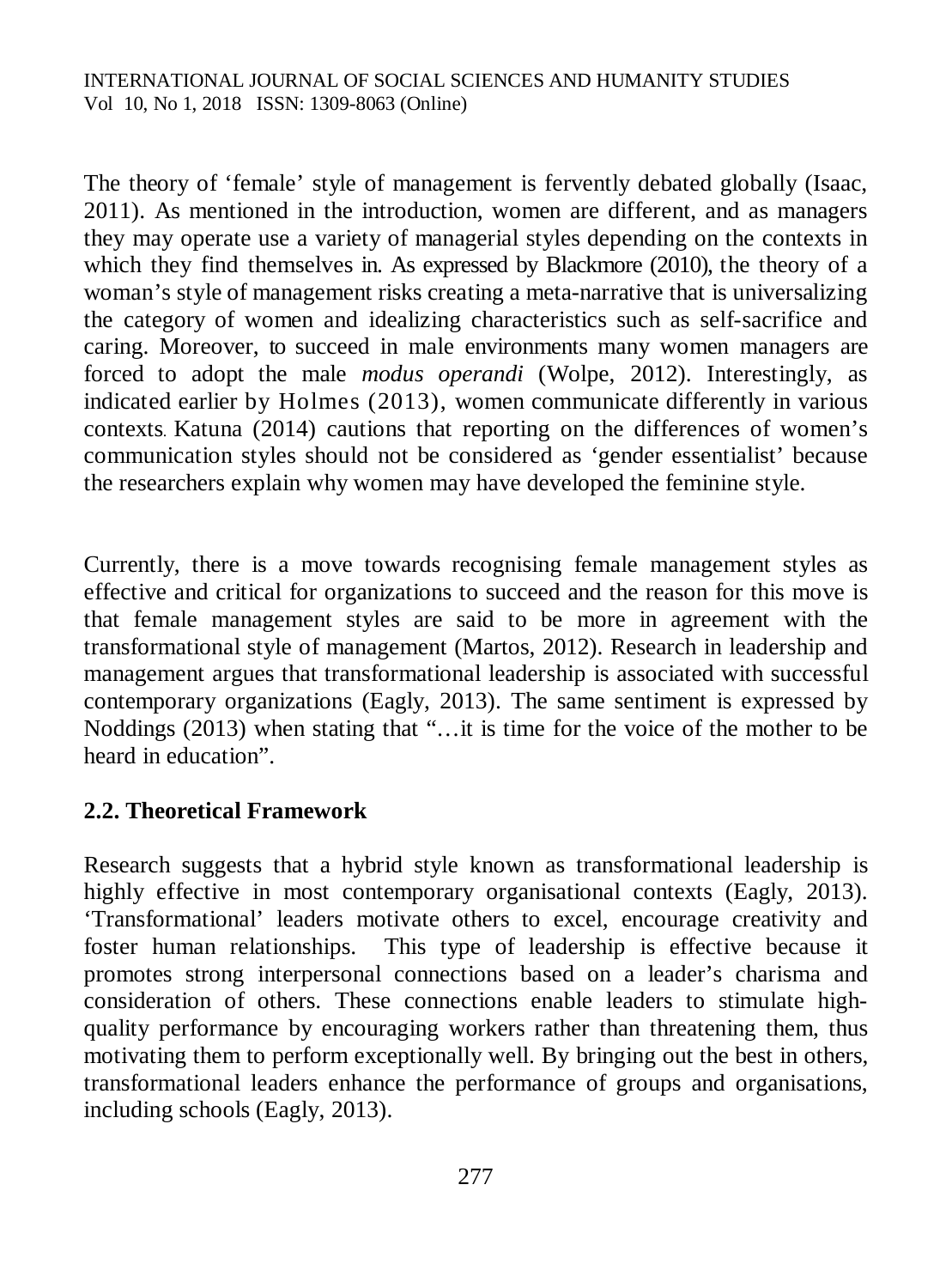The theory of 'female' style of management is fervently debated globally (Isaac, 2011). As mentioned in the introduction, women are different, and as managers they may operate use a variety of managerial styles depending on the contexts in which they find themselves in. As expressed by Blackmore (2010), the theory of a woman's style of management risks creating a meta-narrative that is universalizing the category of women and idealizing characteristics such as self-sacrifice and caring. Moreover, to succeed in male environments many women managers are forced to adopt the male *modus operandi* (Wolpe, 2012). Interestingly, as indicated earlier by Holmes (2013), women communicate differently in various contexts. Katuna (2014) cautions that reporting on the differences of women's communication styles should not be considered as 'gender essentialist' because the researchers explain why women may have developed the feminine style.

Currently, there is a move towards recognising female management styles as effective and critical for organizations to succeed and the reason for this move is that female management styles are said to be more in agreement with the transformational style of management (Martos, 2012). Research in leadership and management argues that transformational leadership is associated with successful contemporary organizations (Eagly, 2013). The same sentiment is expressed by Noddings (2013) when stating that "…it is time for the voice of the mother to be heard in education".

## 2.2. Theoretical Framework

Research suggests that a hybrid style known as transformational leadership is highly effective in most contemporary organisational contexts (Eagly, 2013). 'Transformational' leaders motivate others to excel, encourage creativity and foster human relationships. This type of leadership is effective because it promotes strong interpersonal connections based on a leader's charisma and consideration of others. These connections enable leaders to stimulate high-quality performance by encouraging workers rather than threatening them, thus motivating them to perform exceptionally well. By bringing out the best in others, transformational leaders enhance the performance of groups and organisations, including schools (Eagly, 2013).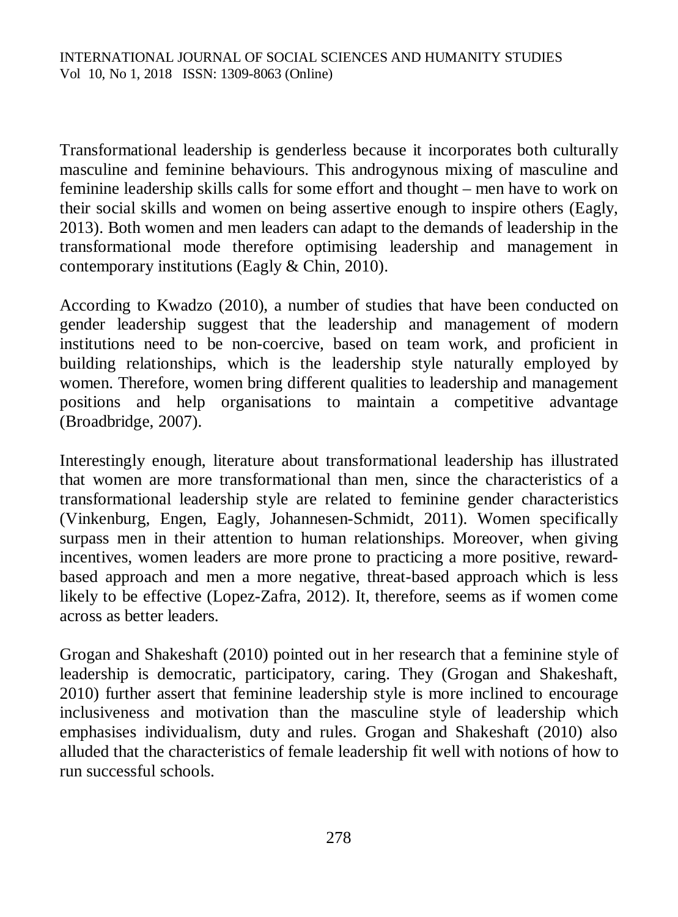Transformational leadership is genderless because it incorporates both culturally masculine and feminine behaviours. This androgynous mixing of masculine and feminine leadership skills calls for some effort and thought – men have to work on their social skills and women on being assertive enough to inspire others (Eagly, 2013). Both women and men leaders can adapt to the demands of leadership in the transformational mode therefore optimising leadership and management in contemporary institutions (Eagly & Chin, 2010).

According to Kwadzo (2010), a number of studies that have been conducted on gender leadership suggest that the leadership and management of modern institutions need to be non-coercive, based on team work, and proficient in building relationships, which is the leadership style naturally employed by women. Therefore, women bring different qualities to leadership and management positions and help organisations to maintain a competitive advantage (Broadbridge, 2007).

Interestingly enough, literature about transformational leadership has illustrated that women are more transformational than men, since the characteristics of a transformational leadership style are related to feminine gender characteristics (Vinkenburg, Engen, Eagly, Johannesen-Schmidt, 2011). Women specifically surpass men in their attention to human relationships. Moreover, when giving incentives, women leaders are more prone to practicing a more positive, reward-based approach and men a more negative, threat-based approach which is less likely to be effective (Lopez-Zafra, 2012). It, therefore, seems as if women come across as better leaders.

Grogan and Shakeshaft (2010) pointed out in her research that a feminine style of leadership is democratic, participatory, caring. They (Grogan and Shakeshaft, 2010) further assert that feminine leadership style is more inclined to encourage inclusiveness and motivation than the masculine style of leadership which emphasises individualism, duty and rules. Grogan and Shakeshaft (2010) also alluded that the characteristics of female leadership fit well with notions of how to run successful schools.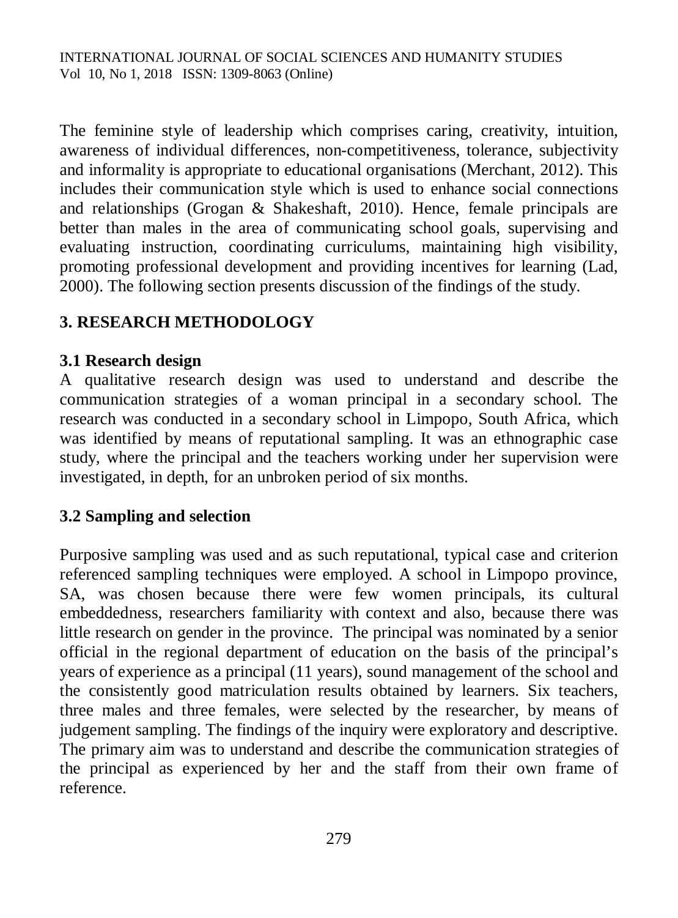The feminine style of leadership which comprises caring, creativity, intuition, awareness of individual differences, non-competitiveness, tolerance, subjectivity and informality is appropriate to educational organisations (Merchant, 2012). This includes their communication style which is used to enhance social connections and relationships (Grogan & Shakeshaft, 2010). Hence, female principals are better than males in the area of communicating school goals, supervising and evaluating instruction, coordinating curriculums, maintaining high visibility, promoting professional development and providing incentives for learning (Lad, 2000). The following section presents discussion of the findings of the study.

## 3. RESEARCH METHODOLOGY

### 3.1 Research design

A qualitative research design was used to understand and describe the communication strategies of a woman principal in a secondary school. The research was conducted in a secondary school in Limpopo, South Africa, which was identified by means of reputational sampling. It was an ethnographic case study, where the principal and the teachers working under her supervision were investigated, in depth, for an unbroken period of six months.

### 3.2 Sampling and selection

Purposive sampling was used and as such reputational, typical case and criterion referenced sampling techniques were employed. A school in Limpopo province, SA, was chosen because there were few women principals, its cultural embeddedness, researchers familiarity with context and also, because there was little research on gender in the province. The principal was nominated by a senior official in the regional department of education on the basis of the principal's years of experience as a principal (11 years), sound management of the school and the consistently good matriculation results obtained by learners. Six teachers, three males and three females, were selected by the researcher, by means of judgement sampling. The findings of the inquiry were exploratory and descriptive. The primary aim was to understand and describe the communication strategies of the principal as experienced by her and the staff from their own frame of reference.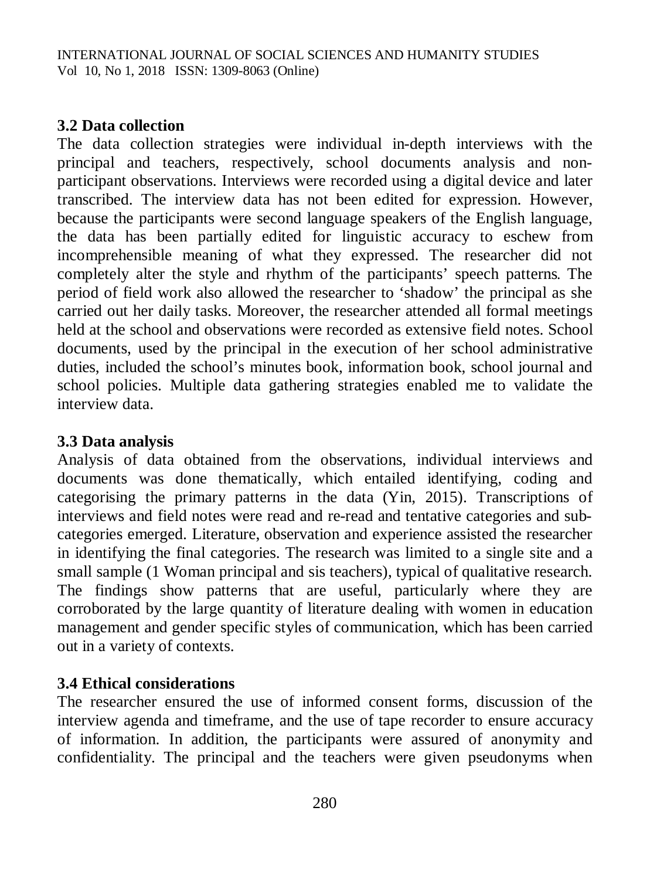### 3.2 Data collection

The data collection strategies were individual in-depth interviews with the principal and teachers, respectively, school documents analysis and non-participant observations. Interviews were recorded using a digital device and later transcribed. The interview data has not been edited for expression. However, because the participants were second language speakers of the English language, the data has been partially edited for linguistic accuracy to eschew from incomprehensible meaning of what they expressed. The researcher did not completely alter the style and rhythm of the participants' speech patterns. The period of field work also allowed the researcher to 'shadow' the principal as she carried out her daily tasks. Moreover, the researcher attended all formal meetings held at the school and observations were recorded as extensive field notes. School documents, used by the principal in the execution of her school administrative duties, included the school's minutes book, information book, school journal and school policies. Multiple data gathering strategies enabled me to validate the interview data.

### 3.3 Data analysis

Analysis of data obtained from the observations, individual interviews and documents was done thematically, which entailed identifying, coding and categorising the primary patterns in the data (Yin, 2015). Transcriptions of interviews and field notes were read and re-read and tentative categories and sub-categories emerged. Literature, observation and experience assisted the researcher in identifying the final categories. The research was limited to a single site and a small sample (1 Woman principal and sis teachers), typical of qualitative research. The findings show patterns that are useful, particularly where they are corroborated by the large quantity of literature dealing with women in education management and gender specific styles of communication, which has been carried out in a variety of contexts.

### 3.4 Ethical considerations

The researcher ensured the use of informed consent forms, discussion of the interview agenda and timeframe, and the use of tape recorder to ensure accuracy of information. In addition, the participants were assured of anonymity and confidentiality. The principal and the teachers were given pseudonyms when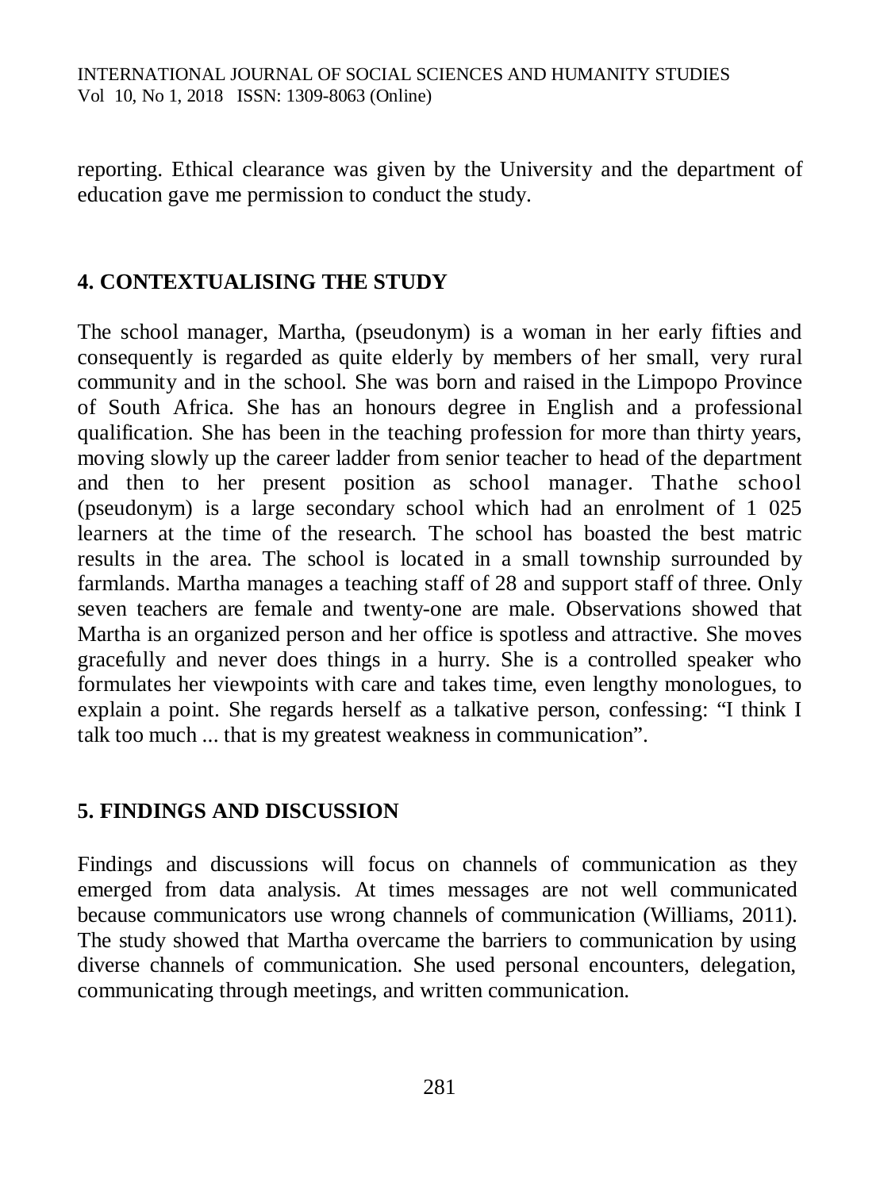reporting. Ethical clearance was given by the University and the department of education gave me permission to conduct the study.

## 4. CONTEXTUALISING THE STUDY

The school manager, Martha, (pseudonym) is a woman in her early fifties and consequently is regarded as quite elderly by members of her small, very rural community and in the school. She was born and raised in the Limpopo Province of South Africa. She has an honours degree in English and a professional qualification. She has been in the teaching profession for more than thirty years, moving slowly up the career ladder from senior teacher to head of the department and then to her present position as school manager. Thathe school (pseudonym) is a large secondary school which had an enrolment of 1 025 learners at the time of the research. The school has boasted the best matric results in the area. The school is located in a small township surrounded by farmlands. Martha manages a teaching staff of 28 and support staff of three. Only seven teachers are female and twenty-one are male. Observations showed that Martha is an organized person and her office is spotless and attractive. She moves gracefully and never does things in a hurry. She is a controlled speaker who formulates her viewpoints with care and takes time, even lengthy monologues, to explain a point. She regards herself as a talkative person, confessing: "I think I talk too much ... that is my greatest weakness in communication".

## 5. FINDINGS AND DISCUSSION

Findings and discussions will focus on channels of communication as they emerged from data analysis. At times messages are not well communicated because communicators use wrong channels of communication (Williams, 2011). The study showed that Martha overcame the barriers to communication by using diverse channels of communication. She used personal encounters, delegation, communicating through meetings, and written communication.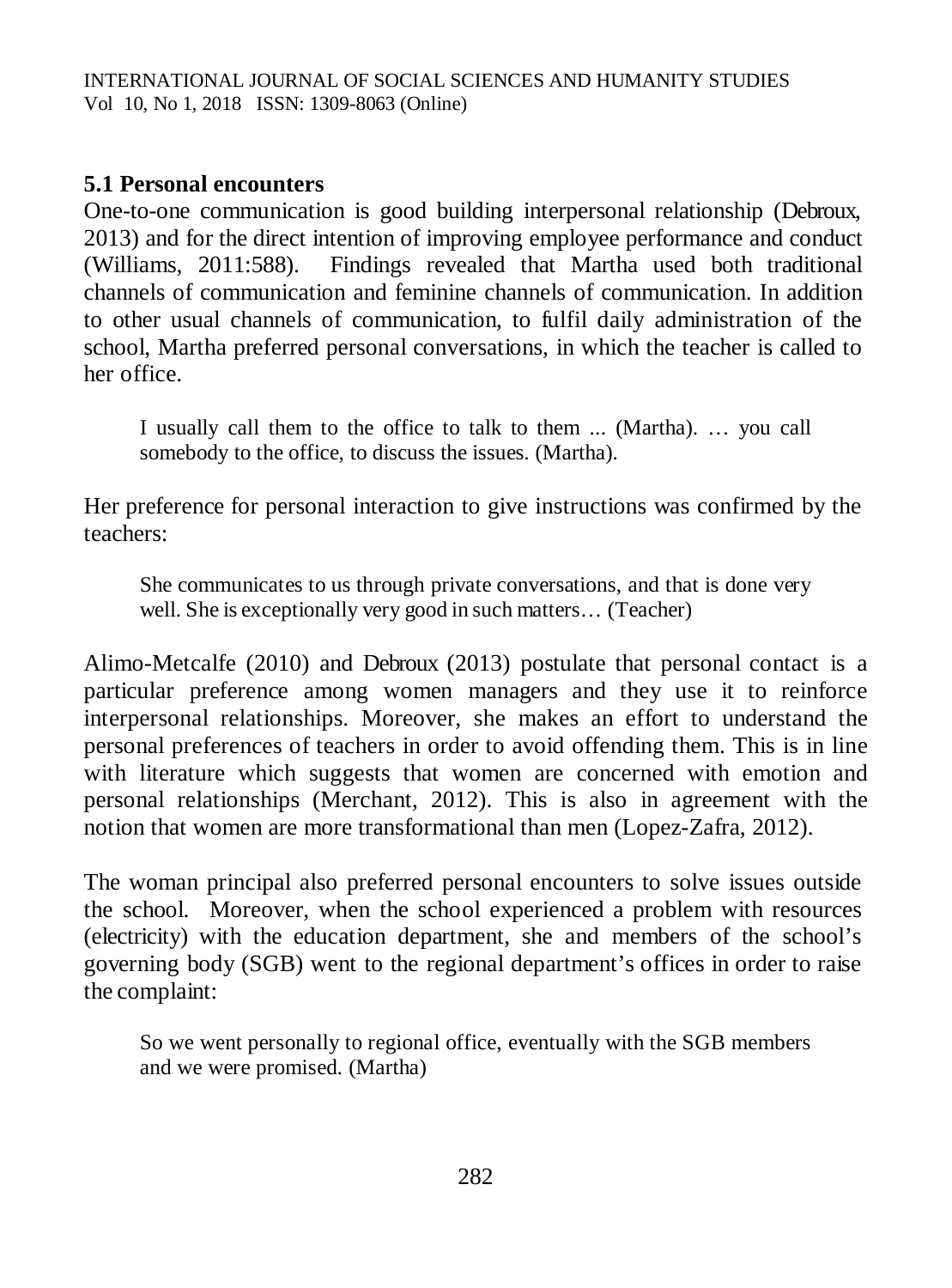### 5.1 Personal encounters

One-to-one communication is good building interpersonal relationship (Debroux, 2013) and for the direct intention of improving employee performance and conduct (Williams, 2011:588). Findings revealed that Martha used both traditional channels of communication and feminine channels of communication. In addition to other usual channels of communication, to fulfil daily administration of the school, Martha preferred personal conversations, in which the teacher is called to her office.

> I usually call them to the office to talk to them ... (Martha). … you call somebody to the office, to discuss the issues. (Martha).

Her preference for personal interaction to give instructions was confirmed by the teachers:

> She communicates to us through private conversations, and that is done very well. She is exceptionally very good in such matters… (Teacher)

Alimo-Metcalfe (2010) and Debroux (2013) postulate that personal contact is a particular preference among women managers and they use it to reinforce interpersonal relationships. Moreover, she makes an effort to understand the personal preferences of teachers in order to avoid offending them. This is in line with literature which suggests that women are concerned with emotion and personal relationships (Merchant, 2012). This is also in agreement with the notion that women are more transformational than men (Lopez-Zafra, 2012).

The woman principal also preferred personal encounters to solve issues outside the school. Moreover, when the school experienced a problem with resources (electricity) with the education department, she and members of the school's governing body (SGB) went to the regional department's offices in order to raise the complaint:

> So we went personally to regional office, eventually with the SGB members and we were promised. (Martha)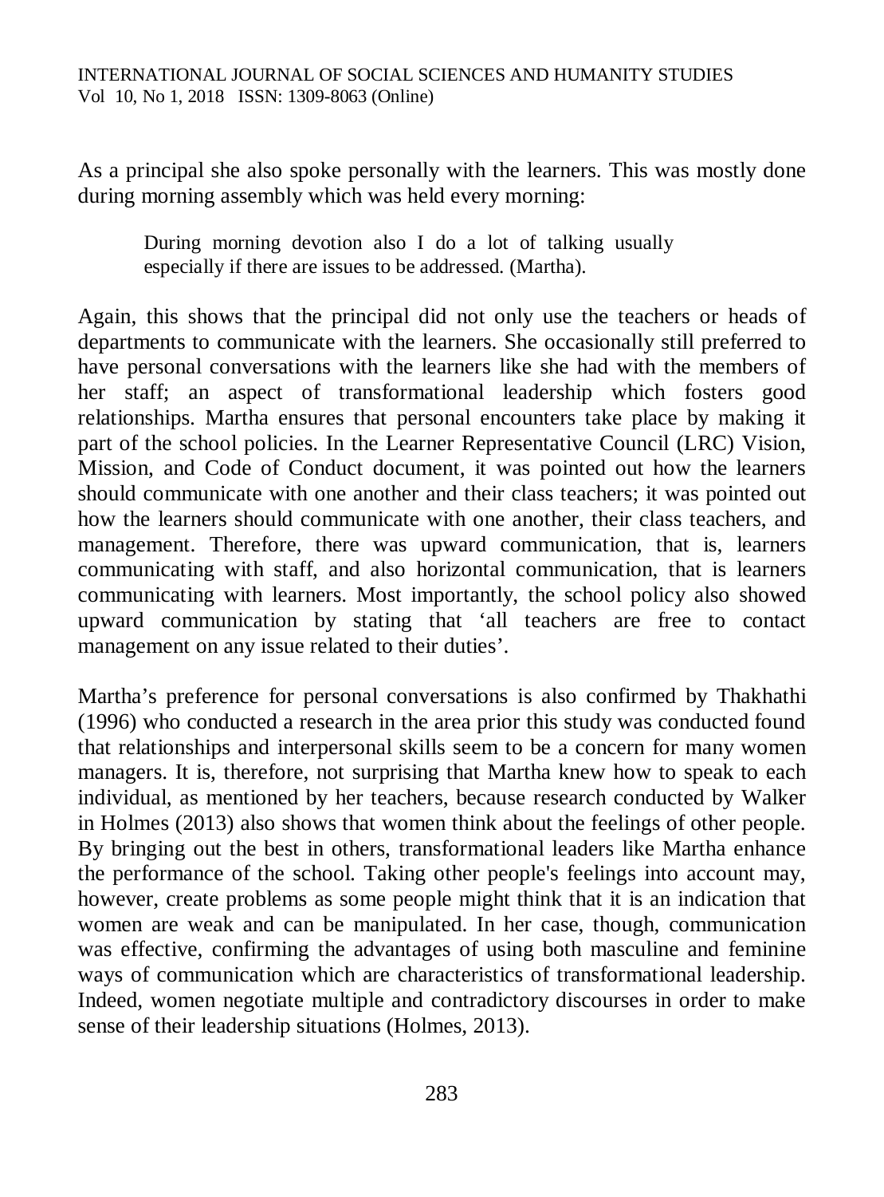As a principal she also spoke personally with the learners. This was mostly done during morning assembly which was held every morning:

> During morning devotion also I do a lot of talking usually especially if there are issues to be addressed. (Martha).

Again, this shows that the principal did not only use the teachers or heads of departments to communicate with the learners. She occasionally still preferred to have personal conversations with the learners like she had with the members of her staff; an aspect of transformational leadership which fosters good relationships. Martha ensures that personal encounters take place by making it part of the school policies. In the Learner Representative Council (LRC) Vision, Mission, and Code of Conduct document, it was pointed out how the learners should communicate with one another and their class teachers; it was pointed out how the learners should communicate with one another, their class teachers, and management. Therefore, there was upward communication, that is, learners communicating with staff, and also horizontal communication, that is learners communicating with learners. Most importantly, the school policy also showed upward communication by stating that 'all teachers are free to contact management on any issue related to their duties'.

Martha's preference for personal conversations is also confirmed by Thakhathi (1996) who conducted a research in the area prior this study was conducted found that relationships and interpersonal skills seem to be a concern for many women managers. It is, therefore, not surprising that Martha knew how to speak to each individual, as mentioned by her teachers, because research conducted by Walker in Holmes (2013) also shows that women think about the feelings of other people. By bringing out the best in others, transformational leaders like Martha enhance the performance of the school. Taking other people's feelings into account may, however, create problems as some people might think that it is an indication that women are weak and can be manipulated. In her case, though, communication was effective, confirming the advantages of using both masculine and feminine ways of communication which are characteristics of transformational leadership. Indeed, women negotiate multiple and contradictory discourses in order to make sense of their leadership situations (Holmes, 2013).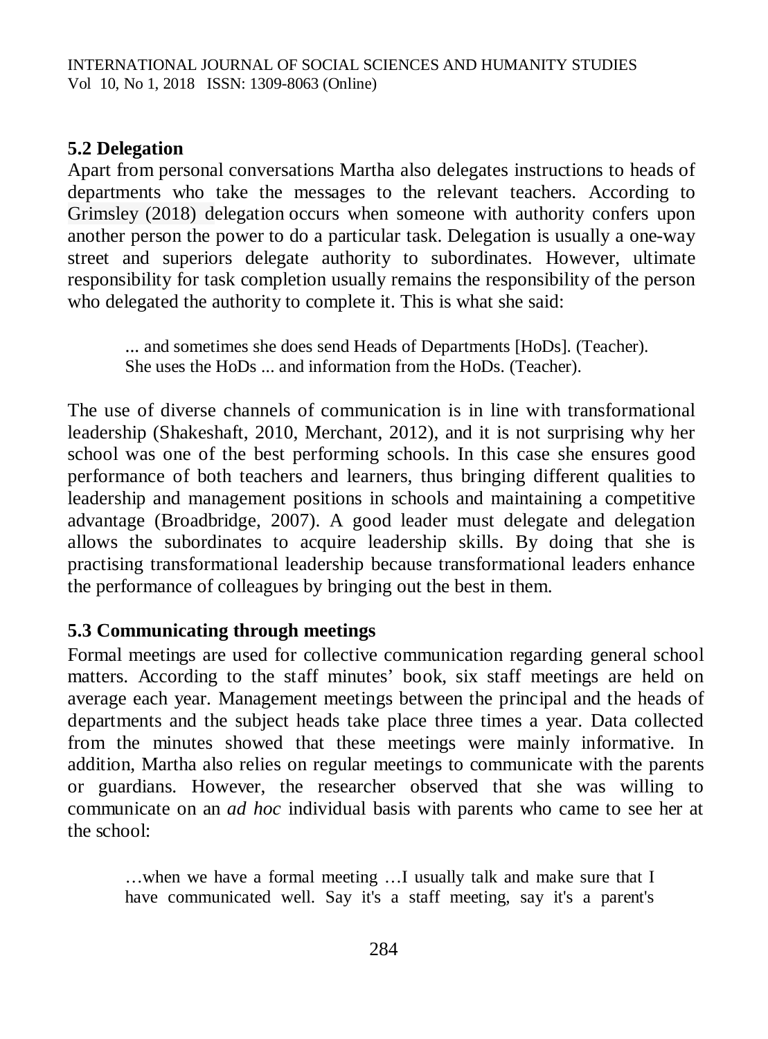### 5.2 Delegation

Apart from personal conversations Martha also delegates instructions to heads of departments who take the messages to the relevant teachers. According to Grimsley (2018) delegation occurs when someone with authority confers upon another person the power to do a particular task. Delegation is usually a one-way street and superiors delegate authority to subordinates. However, ultimate responsibility for task completion usually remains the responsibility of the person who delegated the authority to complete it. This is what she said:

> ... and sometimes she does send Heads of Departments [HoDs]. (Teacher).
> She uses the HoDs ... and information from the HoDs. (Teacher).

The use of diverse channels of communication is in line with transformational leadership (Shakeshaft, 2010, Merchant, 2012), and it is not surprising why her school was one of the best performing schools. In this case she ensures good performance of both teachers and learners, thus bringing different qualities to leadership and management positions in schools and maintaining a competitive advantage (Broadbridge, 2007). A good leader must delegate and delegation allows the subordinates to acquire leadership skills. By doing that she is practising transformational leadership because transformational leaders enhance the performance of colleagues by bringing out the best in them.

### 5.3 Communicating through meetings

Formal meetings are used for collective communication regarding general school matters. According to the staff minutes' book, six staff meetings are held on average each year. Management meetings between the principal and the heads of departments and the subject heads take place three times a year. Data collected from the minutes showed that these meetings were mainly informative. In addition, Martha also relies on regular meetings to communicate with the parents or guardians. However, the researcher observed that she was willing to communicate on an *ad hoc* individual basis with parents who came to see her at the school:

> …when we have a formal meeting …I usually talk and make sure that I have communicated well. Say it's a staff meeting, say it's a parent's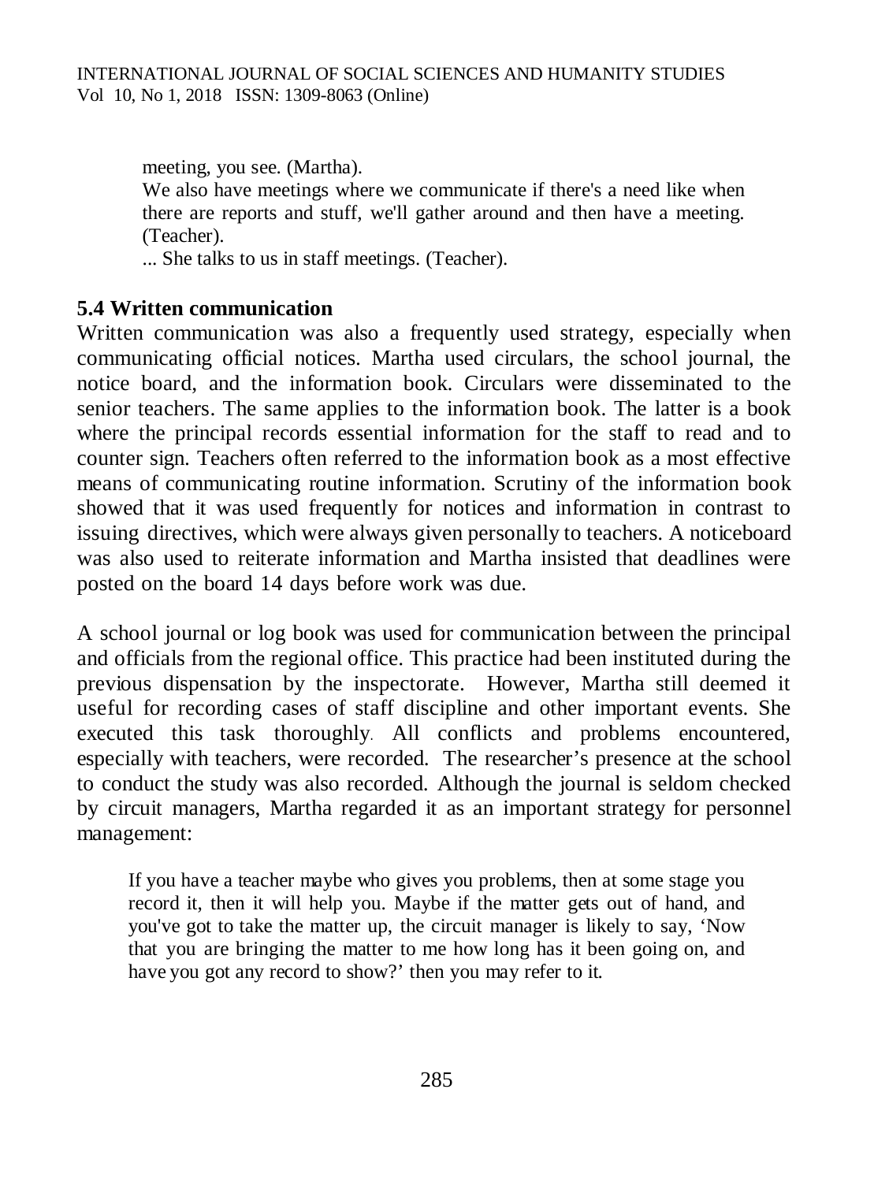> meeting, you see. (Martha).
>
> We also have meetings where we communicate if there's a need like when there are reports and stuff, we'll gather around and then have a meeting. (Teacher).
>
> ... She talks to us in staff meetings. (Teacher).

### 5.4 Written communication

Written communication was also a frequently used strategy, especially when communicating official notices. Martha used circulars, the school journal, the notice board, and the information book. Circulars were disseminated to the senior teachers. The same applies to the information book. The latter is a book where the principal records essential information for the staff to read and to counter sign. Teachers often referred to the information book as a most effective means of communicating routine information. Scrutiny of the information book showed that it was used frequently for notices and information in contrast to issuing directives, which were always given personally to teachers. A noticeboard was also used to reiterate information and Martha insisted that deadlines were posted on the board 14 days before work was due.

A school journal or log book was used for communication between the principal and officials from the regional office. This practice had been instituted during the previous dispensation by the inspectorate. However, Martha still deemed it useful for recording cases of staff discipline and other important events. She executed this task thoroughly. All conflicts and problems encountered, especially with teachers, were recorded. The researcher's presence at the school to conduct the study was also recorded. Although the journal is seldom checked by circuit managers, Martha regarded it as an important strategy for personnel management:

> If you have a teacher maybe who gives you problems, then at some stage you record it, then it will help you. Maybe if the matter gets out of hand, and you've got to take the matter up, the circuit manager is likely to say, 'Now that you are bringing the matter to me how long has it been going on, and have you got any record to show?' then you may refer to it.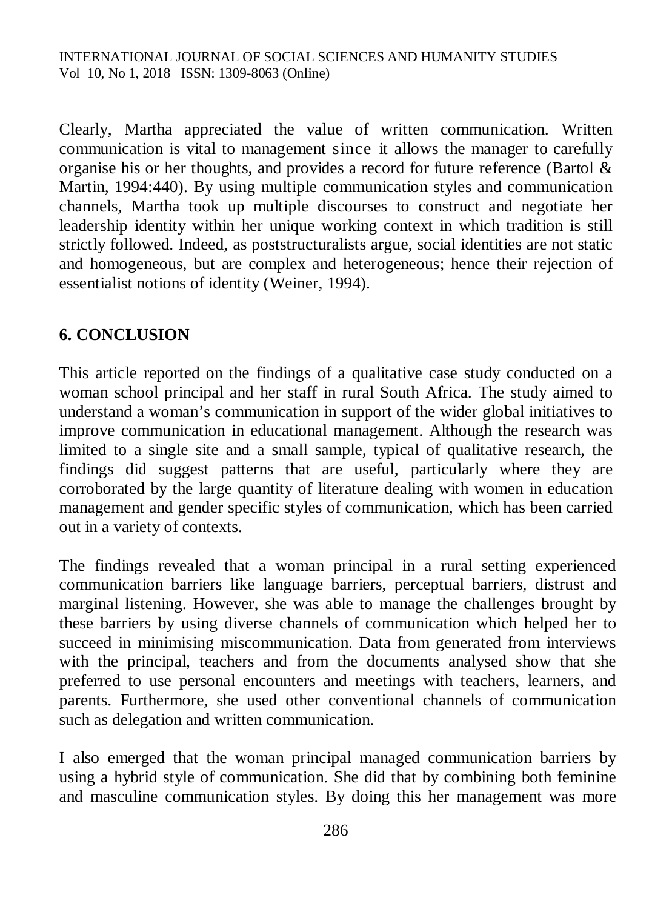Clearly, Martha appreciated the value of written communication. Written communication is vital to management since it allows the manager to carefully organise his or her thoughts, and provides a record for future reference (Bartol & Martin, 1994:440). By using multiple communication styles and communication channels, Martha took up multiple discourses to construct and negotiate her leadership identity within her unique working context in which tradition is still strictly followed. Indeed, as poststructuralists argue, social identities are not static and homogeneous, but are complex and heterogeneous; hence their rejection of essentialist notions of identity (Weiner, 1994).

## 6. CONCLUSION

This article reported on the findings of a qualitative case study conducted on a woman school principal and her staff in rural South Africa. The study aimed to understand a woman's communication in support of the wider global initiatives to improve communication in educational management. Although the research was limited to a single site and a small sample, typical of qualitative research, the findings did suggest patterns that are useful, particularly where they are corroborated by the large quantity of literature dealing with women in education management and gender specific styles of communication, which has been carried out in a variety of contexts.

The findings revealed that a woman principal in a rural setting experienced communication barriers like language barriers, perceptual barriers, distrust and marginal listening. However, she was able to manage the challenges brought by these barriers by using diverse channels of communication which helped her to succeed in minimising miscommunication. Data from generated from interviews with the principal, teachers and from the documents analysed show that she preferred to use personal encounters and meetings with teachers, learners, and parents. Furthermore, she used other conventional channels of communication such as delegation and written communication.

I also emerged that the woman principal managed communication barriers by using a hybrid style of communication. She did that by combining both feminine and masculine communication styles. By doing this her management was more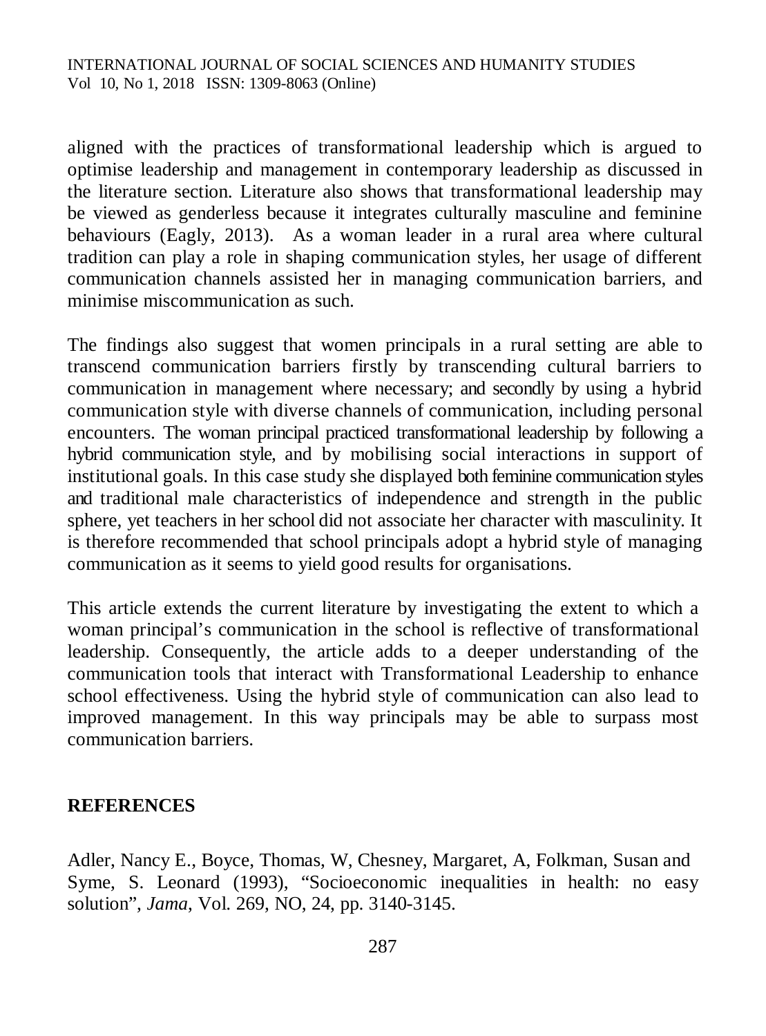aligned with the practices of transformational leadership which is argued to optimise leadership and management in contemporary leadership as discussed in the literature section. Literature also shows that transformational leadership may be viewed as genderless because it integrates culturally masculine and feminine behaviours (Eagly, 2013). As a woman leader in a rural area where cultural tradition can play a role in shaping communication styles, her usage of different communication channels assisted her in managing communication barriers, and minimise miscommunication as such.

The findings also suggest that women principals in a rural setting are able to transcend communication barriers firstly by transcending cultural barriers to communication in management where necessary; and secondly by using a hybrid communication style with diverse channels of communication, including personal encounters. The woman principal practiced transformational leadership by following a hybrid communication style, and by mobilising social interactions in support of institutional goals. In this case study she displayed both feminine communication styles and traditional male characteristics of independence and strength in the public sphere, yet teachers in her school did not associate her character with masculinity. It is therefore recommended that school principals adopt a hybrid style of managing communication as it seems to yield good results for organisations.

This article extends the current literature by investigating the extent to which a woman principal's communication in the school is reflective of transformational leadership. Consequently, the article adds to a deeper understanding of the communication tools that interact with Transformational Leadership to enhance school effectiveness. Using the hybrid style of communication can also lead to improved management. In this way principals may be able to surpass most communication barriers.

## REFERENCES

Adler, Nancy E., Boyce, Thomas, W, Chesney, Margaret, A, Folkman, Susan and Syme, S. Leonard (1993), "Socioeconomic inequalities in health: no easy solution", *Jama*, Vol. 269, NO, 24, pp. 3140-3145.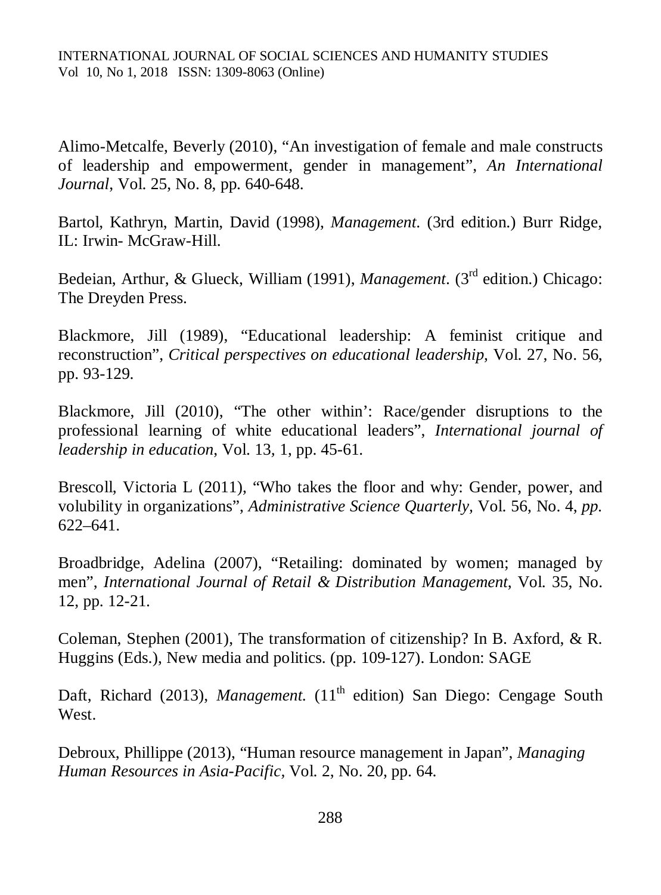Alimo-Metcalfe, Beverly (2010), "An investigation of female and male constructs of leadership and empowerment, gender in management", *An International Journal*, Vol. 25, No. 8, pp. 640-648.

Bartol, Kathryn, Martin, David (1998), *Management*. (3rd edition.) Burr Ridge, IL: Irwin- McGraw-Hill.

Bedeian, Arthur, & Glueck, William (1991), *Management*. (3rd edition.) Chicago: The Dreyden Press.

Blackmore, Jill (1989), "Educational leadership: A feminist critique and reconstruction", *Critical perspectives on educational leadership*, Vol. 27, No. 56, pp. 93-129.

Blackmore, Jill (2010), "The other within': Race/gender disruptions to the professional learning of white educational leaders", *International journal of leadership in education*, Vol. 13, 1, pp. 45-61.

Brescoll, Victoria L (2011), "Who takes the floor and why: Gender, power, and volubility in organizations", *Administrative Science Quarterly*, Vol. 56, No. 4, *pp.* 622–641.

Broadbridge, Adelina (2007), "Retailing: dominated by women; managed by men", *International Journal of Retail & Distribution Management*, Vol. 35, No. 12, pp. 12-21.

Coleman, Stephen (2001), The transformation of citizenship? In B. Axford, & R. Huggins (Eds.), New media and politics. (pp. 109-127). London: SAGE

Daft, Richard (2013), *Management.* (11th edition) San Diego: Cengage South West.

Debroux, Phillippe (2013), "Human resource management in Japan", *Managing Human Resources in Asia-Pacific*, Vol. 2, No. 20, pp. 64.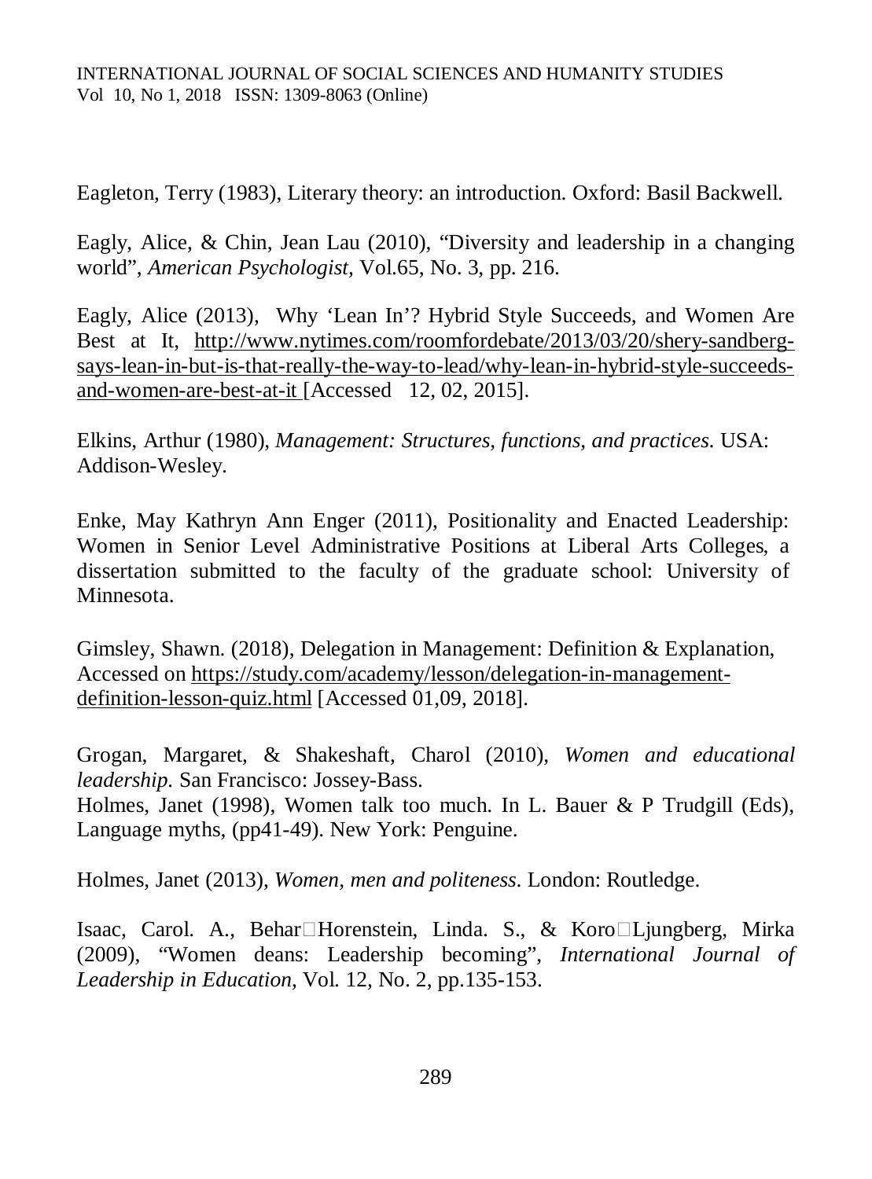Eagleton, Terry (1983), Literary theory: an introduction. Oxford: Basil Backwell.

Eagly, Alice, & Chin, Jean Lau (2010), "Diversity and leadership in a changing world", *American Psychologist*, Vol.65, No. 3, pp. 216.

Eagly, Alice (2013), Why 'Lean In'? Hybrid Style Succeeds, and Women Are Best at It, http://www.nytimes.com/roomfordebate/2013/03/20/shery-sandberg-says-lean-in-but-is-that-really-the-way-to-lead/why-lean-in-hybrid-style-succeeds-and-women-are-best-at-it [Accessed 12, 02, 2015].

Elkins, Arthur (1980), *Management: Structures, functions, and practices*. USA: Addison-Wesley.

Enke, May Kathryn Ann Enger (2011), Positionality and Enacted Leadership: Women in Senior Level Administrative Positions at Liberal Arts Colleges, a dissertation submitted to the faculty of the graduate school: University of Minnesota.

Gimsley, Shawn. (2018), Delegation in Management: Definition & Explanation, Accessed on https://study.com/academy/lesson/delegation-in-management-definition-lesson-quiz.html [Accessed 01,09, 2018].

Grogan, Margaret, & Shakeshaft, Charol (2010), *Women and educational leadership*. San Francisco: Jossey-Bass.

Holmes, Janet (1998), Women talk too much. In L. Bauer & P Trudgill (Eds), Language myths, (pp41-49). New York: Penguine.

Holmes, Janet (2013), *Women, men and politeness*. London: Routledge.

Isaac, Carol. A., Behar□Horenstein, Linda. S., & Koro□Ljungberg, Mirka (2009), "Women deans: Leadership becoming", *International Journal of Leadership in Education*, Vol. 12, No. 2, pp.135-153.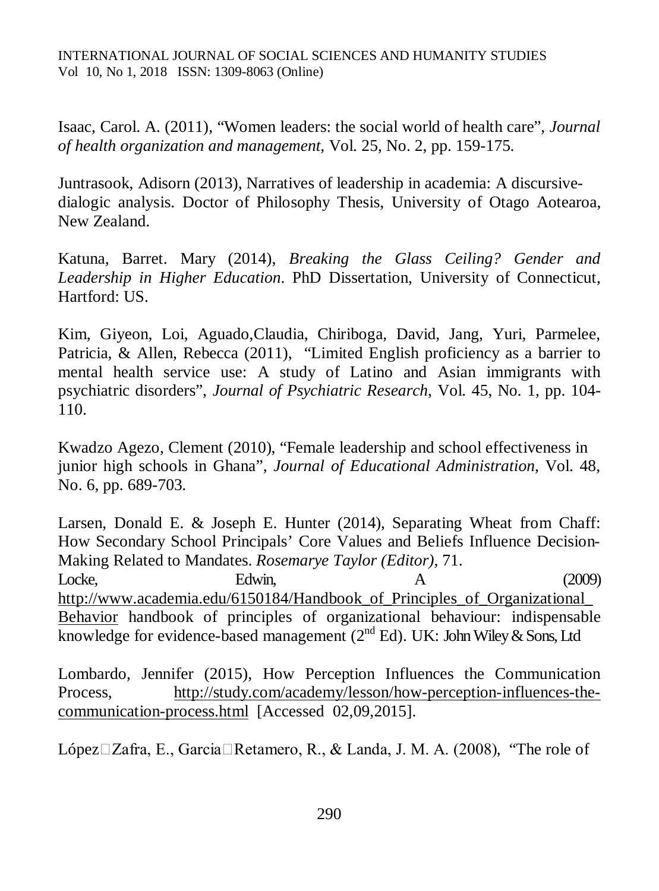Isaac, Carol. A. (2011), "Women leaders: the social world of health care", *Journal of health organization and management*, Vol. 25, No. 2, pp. 159-175.

Juntrasook, Adisorn (2013), Narratives of leadership in academia: A discursive-dialogic analysis. Doctor of Philosophy Thesis, University of Otago Aotearoa, New Zealand.

Katuna, Barret. Mary (2014), *Breaking the Glass Ceiling? Gender and Leadership in Higher Education*. PhD Dissertation, University of Connecticut, Hartford: US.

Kim, Giyeon, Loi, Aguado,Claudia, Chiriboga, David, Jang, Yuri, Parmelee, Patricia, & Allen, Rebecca (2011), "Limited English proficiency as a barrier to mental health service use: A study of Latino and Asian immigrants with psychiatric disorders", *Journal of Psychiatric Research*, Vol. 45, No. 1, pp. 104-110.

Kwadzo Agezo, Clement (2010), "Female leadership and school effectiveness in junior high schools in Ghana", *Journal of Educational Administration*, Vol. 48, No. 6, pp. 689-703.

Larsen, Donald E. & Joseph E. Hunter (2014), Separating Wheat from Chaff: How Secondary School Principals' Core Values and Beliefs Influence Decision-Making Related to Mandates. *Rosemarye Taylor (Editor),* 71.

Locke, Edwin, A (2009) http://www.academia.edu/6150184/Handbook_of_Principles_of_Organizational_Behavior handbook of principles of organizational behaviour: indispensable knowledge for evidence-based management (2nd Ed). UK: John Wiley & Sons, Ltd

Lombardo, Jennifer (2015), How Perception Influences the Communication Process, http://study.com/academy/lesson/how-perception-influences-the-communication-process.html [Accessed 02,09,2015].

López□Zafra, E., Garcia□Retamero, R., & Landa, J. M. A. (2008), "The role of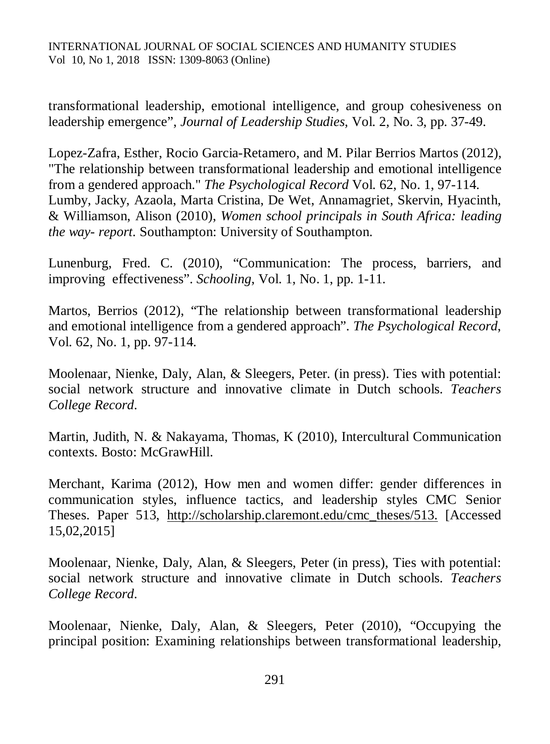transformational leadership, emotional intelligence, and group cohesiveness on leadership emergence", *Journal of Leadership Studies*, Vol. 2, No. 3, pp. 37-49.

Lopez-Zafra, Esther, Rocio Garcia-Retamero, and M. Pilar Berrios Martos (2012), "The relationship between transformational leadership and emotional intelligence from a gendered approach." *The Psychological Record* Vol. 62, No. 1, 97-114.
Lumby, Jacky, Azaola, Marta Cristina, De Wet, Annamagriet, Skervin, Hyacinth, & Williamson, Alison (2010), *Women school principals in South Africa: leading the way- report*. Southampton: University of Southampton.

Lunenburg, Fred. C. (2010), "Communication: The process, barriers, and improving effectiveness". *Schooling*, Vol. 1, No. 1, pp. 1-11.

Martos, Berrios (2012), "The relationship between transformational leadership and emotional intelligence from a gendered approach". *The Psychological Record*, Vol. 62, No. 1, pp. 97-114.

Moolenaar, Nienke, Daly, Alan, & Sleegers, Peter. (in press). Ties with potential: social network structure and innovative climate in Dutch schools. *Teachers College Record*.

Martin, Judith, N. & Nakayama, Thomas, K (2010), Intercultural Communication contexts. Bosto: McGrawHill.

Merchant, Karima (2012), How men and women differ: gender differences in communication styles, influence tactics, and leadership styles CMC Senior Theses. Paper 513, http://scholarship.claremont.edu/cmc_theses/513. [Accessed 15,02,2015]

Moolenaar, Nienke, Daly, Alan, & Sleegers, Peter (in press), Ties with potential: social network structure and innovative climate in Dutch schools. *Teachers College Record*.

Moolenaar, Nienke, Daly, Alan, & Sleegers, Peter (2010), "Occupying the principal position: Examining relationships between transformational leadership,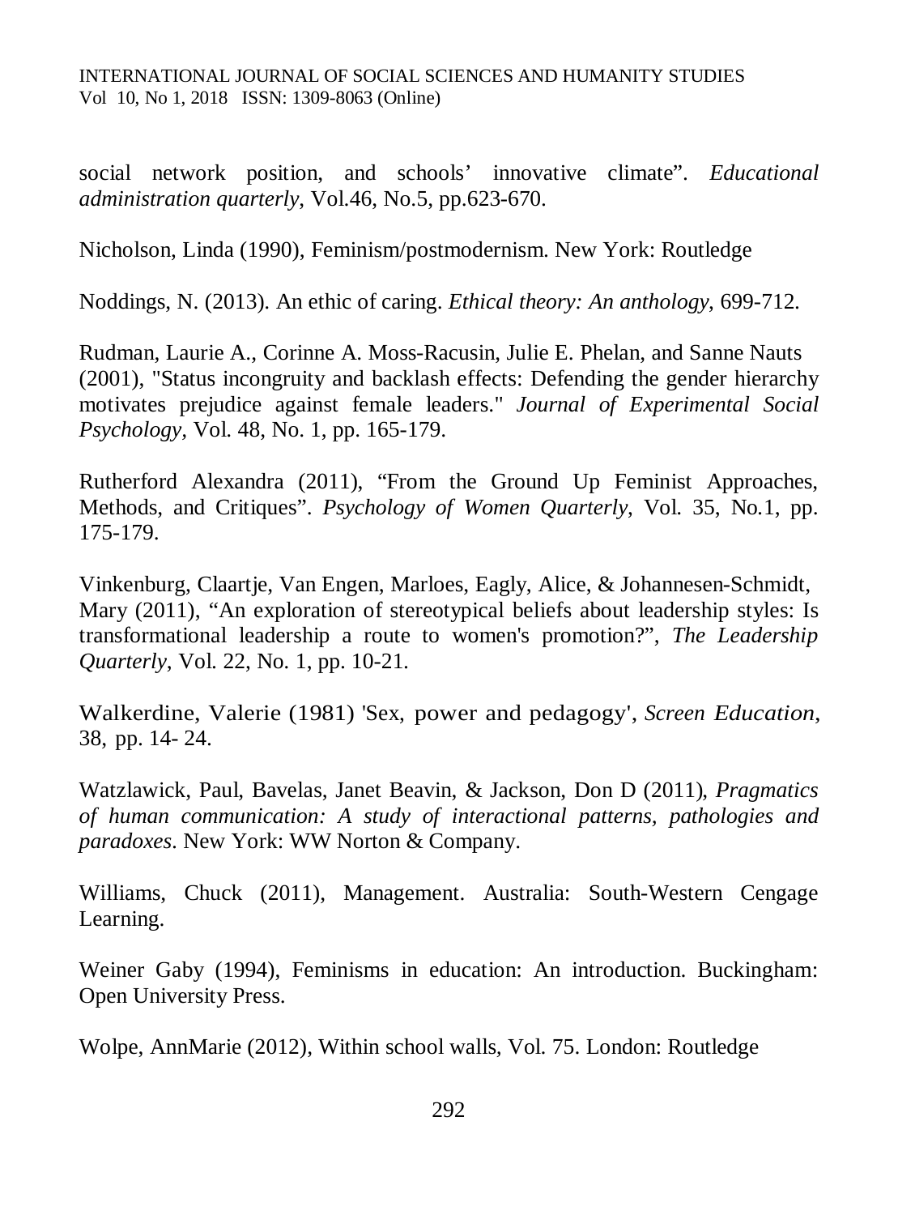social network position, and schools' innovative climate". *Educational administration quarterly*, Vol.46, No.5, pp.623-670.

Nicholson, Linda (1990), Feminism/postmodernism. New York: Routledge

Noddings, N. (2013). An ethic of caring. *Ethical theory: An anthology*, 699-712.

Rudman, Laurie A., Corinne A. Moss-Racusin, Julie E. Phelan, and Sanne Nauts (2001), "Status incongruity and backlash effects: Defending the gender hierarchy motivates prejudice against female leaders." *Journal of Experimental Social Psychology*, Vol. 48, No. 1, pp. 165-179.

Rutherford Alexandra (2011), "From the Ground Up Feminist Approaches, Methods, and Critiques". *Psychology of Women Quarterly*, Vol. 35, No.1, pp. 175-179.

Vinkenburg, Claartje, Van Engen, Marloes, Eagly, Alice, & Johannesen-Schmidt, Mary (2011), "An exploration of stereotypical beliefs about leadership styles: Is transformational leadership a route to women's promotion?", *The Leadership Quarterly*, Vol. 22, No. 1, pp. 10-21.

Walkerdine, Valerie (1981) 'Sex, power and pedagogy', *Screen Education*, 38, pp. 14- 24.

Watzlawick, Paul, Bavelas, Janet Beavin, & Jackson, Don D (2011), *Pragmatics of human communication: A study of interactional patterns, pathologies and paradoxes*. New York: WW Norton & Company.

Williams, Chuck (2011), Management. Australia: South-Western Cengage Learning.

Weiner Gaby (1994), Feminisms in education: An introduction. Buckingham: Open University Press.

Wolpe, AnnMarie (2012), Within school walls, Vol. 75. London: Routledge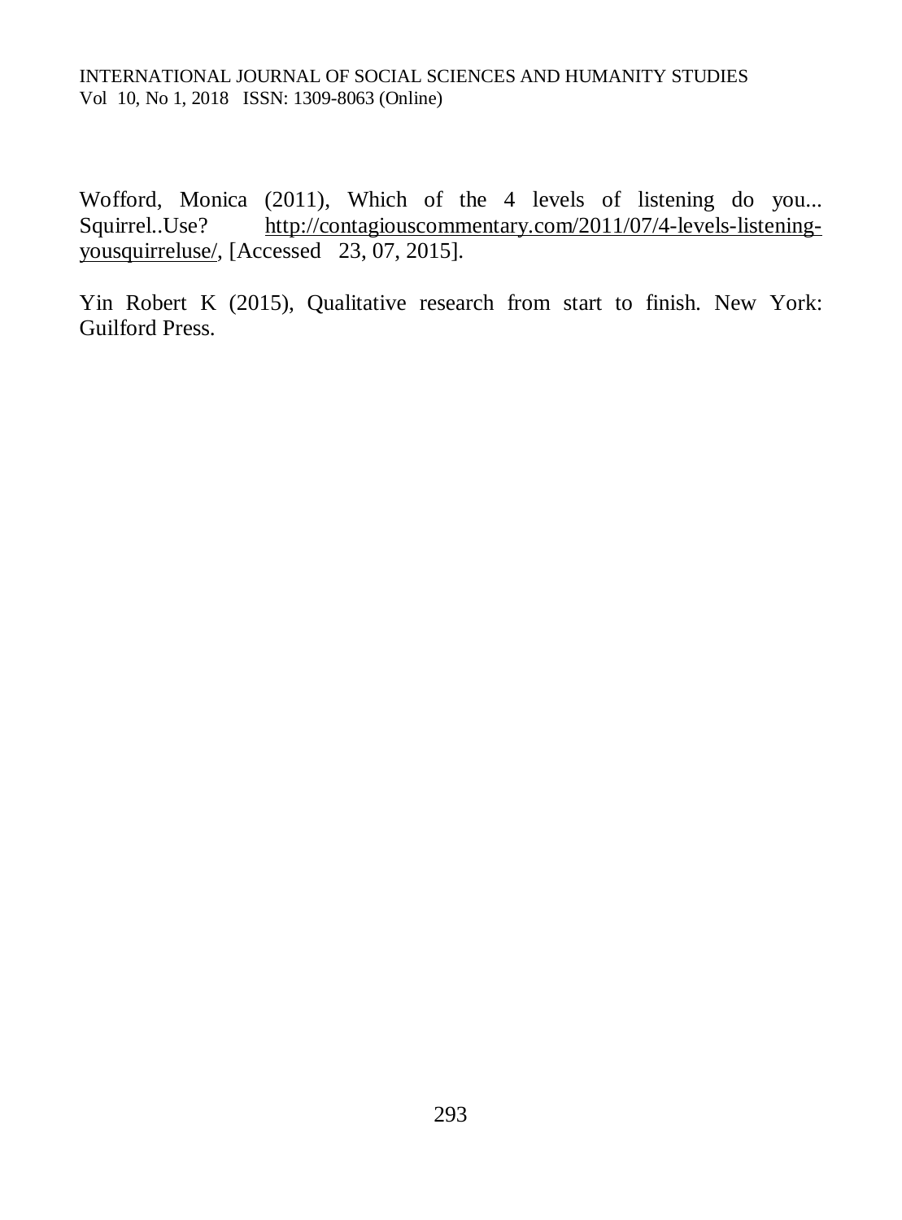Wofford, Monica (2011), Which of the 4 levels of listening do you... Squirrel..Use? http://contagiouscommentary.com/2011/07/4-levels-listening-yousquirreluse/, [Accessed 23, 07, 2015].

Yin Robert K (2015), Qualitative research from start to finish. New York: Guilford Press.